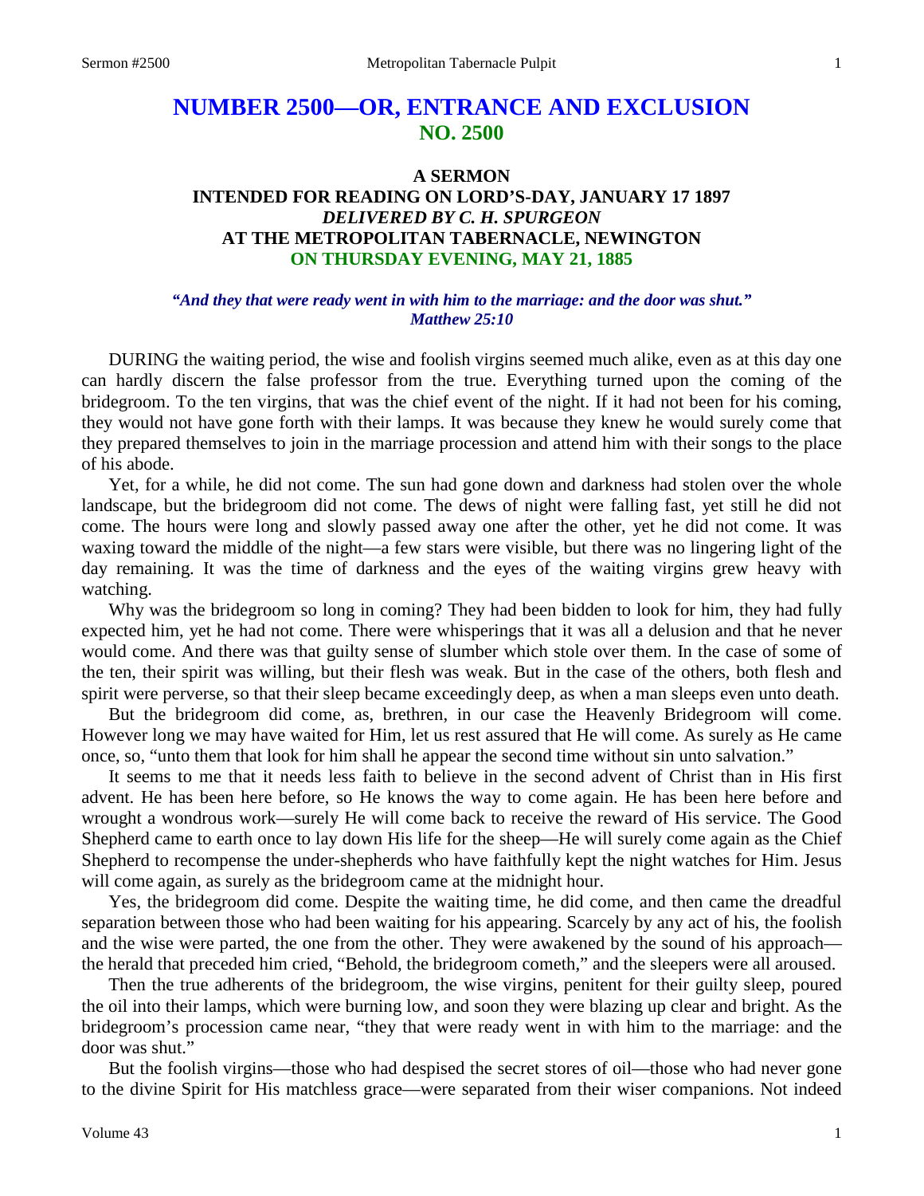# NUMBER 2500—OR, ENTRANCE AND EXCLUSION
## NO. 2500

### A SERMON
### INTENDED FOR READING ON LORD'S-DAY, JANUARY 17 1897
### *DELIVERED BY C. H. SPURGEON*
### AT THE METROPOLITAN TABERNACLE, NEWINGTON
### ON THURSDAY EVENING, MAY 21, 1885

***"And they that were ready went in with him to the marriage: and the door was shut." Matthew 25:10***

DURING the waiting period, the wise and foolish virgins seemed much alike, even as at this day one can hardly discern the false professor from the true. Everything turned upon the coming of the bridegroom. To the ten virgins, that was the chief event of the night. If it had not been for his coming, they would not have gone forth with their lamps. It was because they knew he would surely come that they prepared themselves to join in the marriage procession and attend him with their songs to the place of his abode.

Yet, for a while, he did not come. The sun had gone down and darkness had stolen over the whole landscape, but the bridegroom did not come. The dews of night were falling fast, yet still he did not come. The hours were long and slowly passed away one after the other, yet he did not come. It was waxing toward the middle of the night—a few stars were visible, but there was no lingering light of the day remaining. It was the time of darkness and the eyes of the waiting virgins grew heavy with watching.

Why was the bridegroom so long in coming? They had been bidden to look for him, they had fully expected him, yet he had not come. There were whisperings that it was all a delusion and that he never would come. And there was that guilty sense of slumber which stole over them. In the case of some of the ten, their spirit was willing, but their flesh was weak. But in the case of the others, both flesh and spirit were perverse, so that their sleep became exceedingly deep, as when a man sleeps even unto death.

But the bridegroom did come, as, brethren, in our case the Heavenly Bridegroom will come. However long we may have waited for Him, let us rest assured that He will come. As surely as He came once, so, "unto them that look for him shall he appear the second time without sin unto salvation."

It seems to me that it needs less faith to believe in the second advent of Christ than in His first advent. He has been here before, so He knows the way to come again. He has been here before and wrought a wondrous work—surely He will come back to receive the reward of His service. The Good Shepherd came to earth once to lay down His life for the sheep—He will surely come again as the Chief Shepherd to recompense the under-shepherds who have faithfully kept the night watches for Him. Jesus will come again, as surely as the bridegroom came at the midnight hour.

Yes, the bridegroom did come. Despite the waiting time, he did come, and then came the dreadful separation between those who had been waiting for his appearing. Scarcely by any act of his, the foolish and the wise were parted, the one from the other. They were awakened by the sound of his approach—the herald that preceded him cried, "Behold, the bridegroom cometh," and the sleepers were all aroused.

Then the true adherents of the bridegroom, the wise virgins, penitent for their guilty sleep, poured the oil into their lamps, which were burning low, and soon they were blazing up clear and bright. As the bridegroom's procession came near, "they that were ready went in with him to the marriage: and the door was shut."

But the foolish virgins—those who had despised the secret stores of oil—those who had never gone to the divine Spirit for His matchless grace—were separated from their wiser companions. Not indeed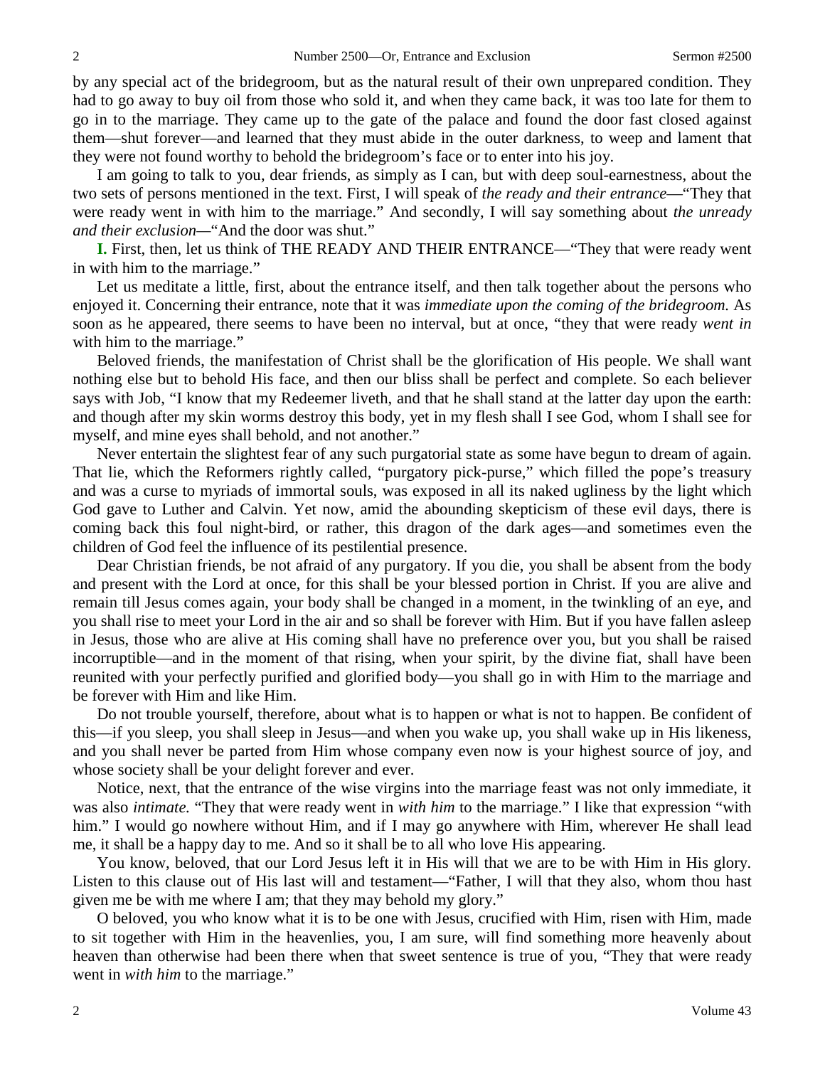by any special act of the bridegroom, but as the natural result of their own unprepared condition. They had to go away to buy oil from those who sold it, and when they came back, it was too late for them to go in to the marriage. They came up to the gate of the palace and found the door fast closed against them—shut forever—and learned that they must abide in the outer darkness, to weep and lament that they were not found worthy to behold the bridegroom's face or to enter into his joy.

I am going to talk to you, dear friends, as simply as I can, but with deep soul-earnestness, about the two sets of persons mentioned in the text. First, I will speak of *the ready and their entrance*—"They that were ready went in with him to the marriage." And secondly, I will say something about *the unready and their exclusion*—"And the door was shut."

**I.** First, then, let us think of THE READY AND THEIR ENTRANCE—"They that were ready went in with him to the marriage."

Let us meditate a little, first, about the entrance itself, and then talk together about the persons who enjoyed it. Concerning their entrance, note that it was *immediate upon the coming of the bridegroom.* As soon as he appeared, there seems to have been no interval, but at once, "they that were ready *went in* with him to the marriage."

Beloved friends, the manifestation of Christ shall be the glorification of His people. We shall want nothing else but to behold His face, and then our bliss shall be perfect and complete. So each believer says with Job, "I know that my Redeemer liveth, and that he shall stand at the latter day upon the earth: and though after my skin worms destroy this body, yet in my flesh shall I see God, whom I shall see for myself, and mine eyes shall behold, and not another."

Never entertain the slightest fear of any such purgatorial state as some have begun to dream of again. That lie, which the Reformers rightly called, "purgatory pick-purse," which filled the pope's treasury and was a curse to myriads of immortal souls, was exposed in all its naked ugliness by the light which God gave to Luther and Calvin. Yet now, amid the abounding skepticism of these evil days, there is coming back this foul night-bird, or rather, this dragon of the dark ages—and sometimes even the children of God feel the influence of its pestilential presence.

Dear Christian friends, be not afraid of any purgatory. If you die, you shall be absent from the body and present with the Lord at once, for this shall be your blessed portion in Christ. If you are alive and remain till Jesus comes again, your body shall be changed in a moment, in the twinkling of an eye, and you shall rise to meet your Lord in the air and so shall be forever with Him. But if you have fallen asleep in Jesus, those who are alive at His coming shall have no preference over you, but you shall be raised incorruptible—and in the moment of that rising, when your spirit, by the divine fiat, shall have been reunited with your perfectly purified and glorified body—you shall go in with Him to the marriage and be forever with Him and like Him.

Do not trouble yourself, therefore, about what is to happen or what is not to happen. Be confident of this—if you sleep, you shall sleep in Jesus—and when you wake up, you shall wake up in His likeness, and you shall never be parted from Him whose company even now is your highest source of joy, and whose society shall be your delight forever and ever.

Notice, next, that the entrance of the wise virgins into the marriage feast was not only immediate, it was also *intimate.* "They that were ready went in *with him* to the marriage." I like that expression "with him." I would go nowhere without Him, and if I may go anywhere with Him, wherever He shall lead me, it shall be a happy day to me. And so it shall be to all who love His appearing.

You know, beloved, that our Lord Jesus left it in His will that we are to be with Him in His glory. Listen to this clause out of His last will and testament—"Father, I will that they also, whom thou hast given me be with me where I am; that they may behold my glory."

O beloved, you who know what it is to be one with Jesus, crucified with Him, risen with Him, made to sit together with Him in the heavenlies, you, I am sure, will find something more heavenly about heaven than otherwise had been there when that sweet sentence is true of you, "They that were ready went in *with him* to the marriage."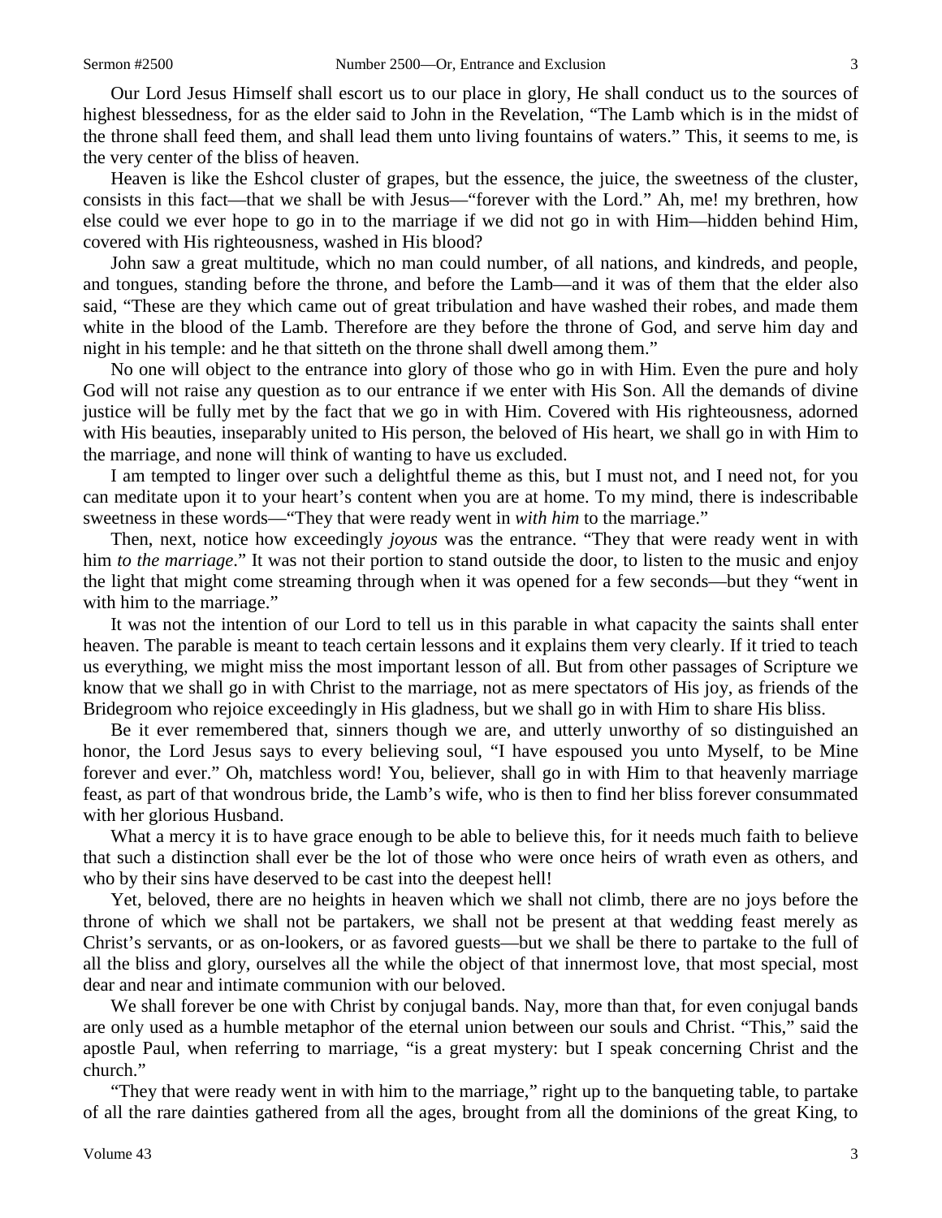Our Lord Jesus Himself shall escort us to our place in glory, He shall conduct us to the sources of highest blessedness, for as the elder said to John in the Revelation, "The Lamb which is in the midst of the throne shall feed them, and shall lead them unto living fountains of waters." This, it seems to me, is the very center of the bliss of heaven.

Heaven is like the Eshcol cluster of grapes, but the essence, the juice, the sweetness of the cluster, consists in this fact—that we shall be with Jesus—"forever with the Lord." Ah, me! my brethren, how else could we ever hope to go in to the marriage if we did not go in with Him—hidden behind Him, covered with His righteousness, washed in His blood?

John saw a great multitude, which no man could number, of all nations, and kindreds, and people, and tongues, standing before the throne, and before the Lamb—and it was of them that the elder also said, "These are they which came out of great tribulation and have washed their robes, and made them white in the blood of the Lamb. Therefore are they before the throne of God, and serve him day and night in his temple: and he that sitteth on the throne shall dwell among them."

No one will object to the entrance into glory of those who go in with Him. Even the pure and holy God will not raise any question as to our entrance if we enter with His Son. All the demands of divine justice will be fully met by the fact that we go in with Him. Covered with His righteousness, adorned with His beauties, inseparably united to His person, the beloved of His heart, we shall go in with Him to the marriage, and none will think of wanting to have us excluded.

I am tempted to linger over such a delightful theme as this, but I must not, and I need not, for you can meditate upon it to your heart's content when you are at home. To my mind, there is indescribable sweetness in these words—"They that were ready went in *with him* to the marriage."

Then, next, notice how exceedingly *joyous* was the entrance. "They that were ready went in with him *to the marriage*." It was not their portion to stand outside the door, to listen to the music and enjoy the light that might come streaming through when it was opened for a few seconds—but they "went in with him to the marriage."

It was not the intention of our Lord to tell us in this parable in what capacity the saints shall enter heaven. The parable is meant to teach certain lessons and it explains them very clearly. If it tried to teach us everything, we might miss the most important lesson of all. But from other passages of Scripture we know that we shall go in with Christ to the marriage, not as mere spectators of His joy, as friends of the Bridegroom who rejoice exceedingly in His gladness, but we shall go in with Him to share His bliss.

Be it ever remembered that, sinners though we are, and utterly unworthy of so distinguished an honor, the Lord Jesus says to every believing soul, "I have espoused you unto Myself, to be Mine forever and ever." Oh, matchless word! You, believer, shall go in with Him to that heavenly marriage feast, as part of that wondrous bride, the Lamb's wife, who is then to find her bliss forever consummated with her glorious Husband.

What a mercy it is to have grace enough to be able to believe this, for it needs much faith to believe that such a distinction shall ever be the lot of those who were once heirs of wrath even as others, and who by their sins have deserved to be cast into the deepest hell!

Yet, beloved, there are no heights in heaven which we shall not climb, there are no joys before the throne of which we shall not be partakers, we shall not be present at that wedding feast merely as Christ's servants, or as on-lookers, or as favored guests—but we shall be there to partake to the full of all the bliss and glory, ourselves all the while the object of that innermost love, that most special, most dear and near and intimate communion with our beloved.

We shall forever be one with Christ by conjugal bands. Nay, more than that, for even conjugal bands are only used as a humble metaphor of the eternal union between our souls and Christ. "This," said the apostle Paul, when referring to marriage, "is a great mystery: but I speak concerning Christ and the church."

"They that were ready went in with him to the marriage," right up to the banqueting table, to partake of all the rare dainties gathered from all the ages, brought from all the dominions of the great King, to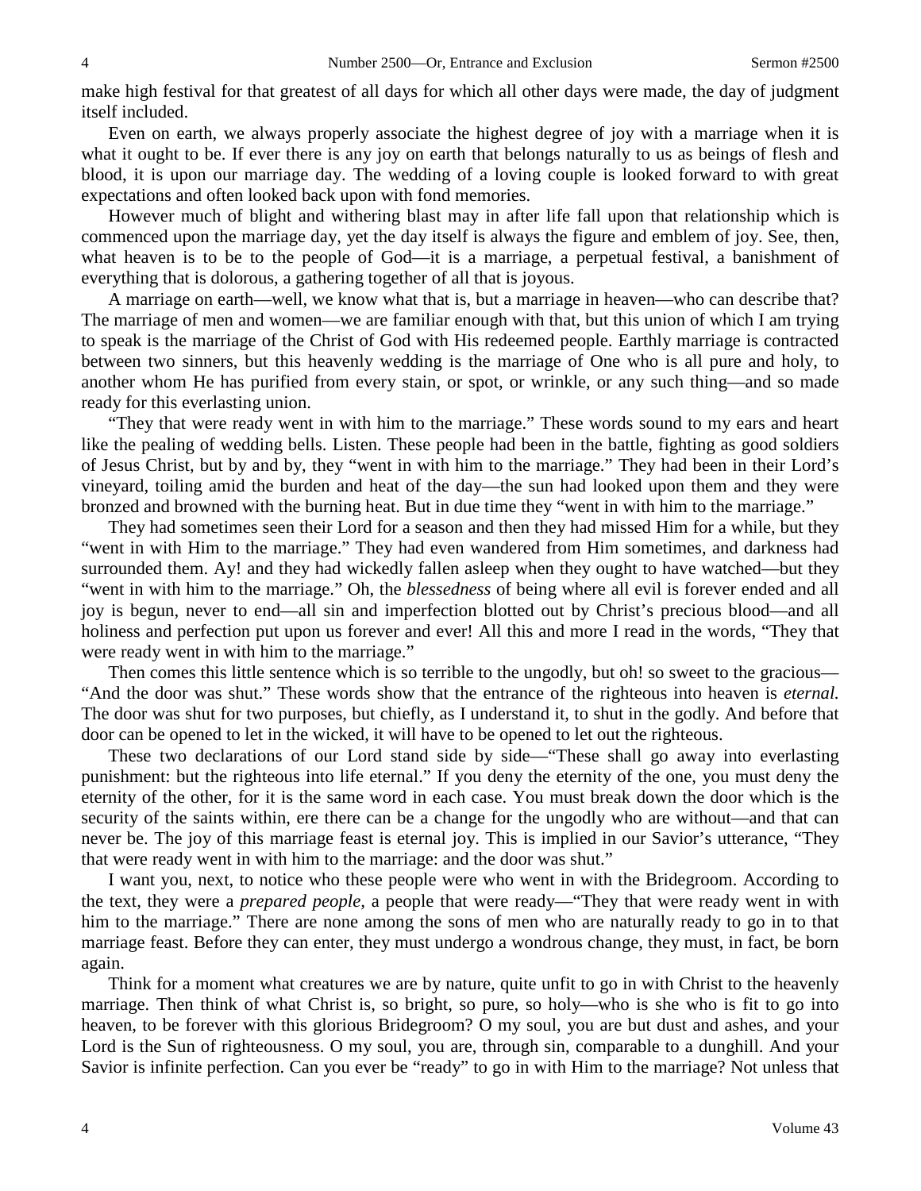make high festival for that greatest of all days for which all other days were made, the day of judgment itself included.

Even on earth, we always properly associate the highest degree of joy with a marriage when it is what it ought to be. If ever there is any joy on earth that belongs naturally to us as beings of flesh and blood, it is upon our marriage day. The wedding of a loving couple is looked forward to with great expectations and often looked back upon with fond memories.

However much of blight and withering blast may in after life fall upon that relationship which is commenced upon the marriage day, yet the day itself is always the figure and emblem of joy. See, then, what heaven is to be to the people of God—it is a marriage, a perpetual festival, a banishment of everything that is dolorous, a gathering together of all that is joyous.

A marriage on earth—well, we know what that is, but a marriage in heaven—who can describe that? The marriage of men and women—we are familiar enough with that, but this union of which I am trying to speak is the marriage of the Christ of God with His redeemed people. Earthly marriage is contracted between two sinners, but this heavenly wedding is the marriage of One who is all pure and holy, to another whom He has purified from every stain, or spot, or wrinkle, or any such thing—and so made ready for this everlasting union.

"They that were ready went in with him to the marriage." These words sound to my ears and heart like the pealing of wedding bells. Listen. These people had been in the battle, fighting as good soldiers of Jesus Christ, but by and by, they "went in with him to the marriage." They had been in their Lord's vineyard, toiling amid the burden and heat of the day—the sun had looked upon them and they were bronzed and browned with the burning heat. But in due time they "went in with him to the marriage."

They had sometimes seen their Lord for a season and then they had missed Him for a while, but they "went in with Him to the marriage." They had even wandered from Him sometimes, and darkness had surrounded them. Ay! and they had wickedly fallen asleep when they ought to have watched—but they "went in with him to the marriage." Oh, the *blessedness* of being where all evil is forever ended and all joy is begun, never to end—all sin and imperfection blotted out by Christ's precious blood—and all holiness and perfection put upon us forever and ever! All this and more I read in the words, "They that were ready went in with him to the marriage."

Then comes this little sentence which is so terrible to the ungodly, but oh! so sweet to the gracious—"And the door was shut." These words show that the entrance of the righteous into heaven is *eternal.* The door was shut for two purposes, but chiefly, as I understand it, to shut in the godly. And before that door can be opened to let in the wicked, it will have to be opened to let out the righteous.

These two declarations of our Lord stand side by side—"These shall go away into everlasting punishment: but the righteous into life eternal." If you deny the eternity of the one, you must deny the eternity of the other, for it is the same word in each case. You must break down the door which is the security of the saints within, ere there can be a change for the ungodly who are without—and that can never be. The joy of this marriage feast is eternal joy. This is implied in our Savior's utterance, "They that were ready went in with him to the marriage: and the door was shut."

I want you, next, to notice who these people were who went in with the Bridegroom. According to the text, they were a *prepared people,* a people that were ready—"They that were ready went in with him to the marriage." There are none among the sons of men who are naturally ready to go in to that marriage feast. Before they can enter, they must undergo a wondrous change, they must, in fact, be born again.

Think for a moment what creatures we are by nature, quite unfit to go in with Christ to the heavenly marriage. Then think of what Christ is, so bright, so pure, so holy—who is she who is fit to go into heaven, to be forever with this glorious Bridegroom? O my soul, you are but dust and ashes, and your Lord is the Sun of righteousness. O my soul, you are, through sin, comparable to a dunghill. And your Savior is infinite perfection. Can you ever be "ready" to go in with Him to the marriage? Not unless that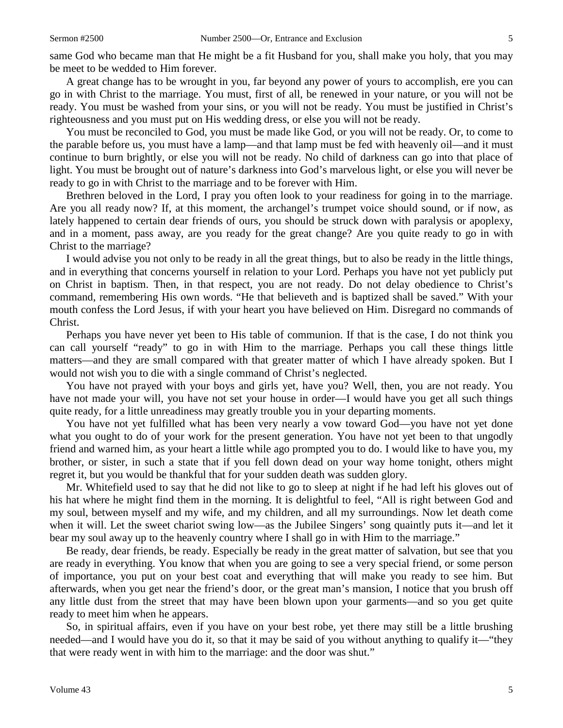same God who became man that He might be a fit Husband for you, shall make you holy, that you may be meet to be wedded to Him forever.

A great change has to be wrought in you, far beyond any power of yours to accomplish, ere you can go in with Christ to the marriage. You must, first of all, be renewed in your nature, or you will not be ready. You must be washed from your sins, or you will not be ready. You must be justified in Christ's righteousness and you must put on His wedding dress, or else you will not be ready.

You must be reconciled to God, you must be made like God, or you will not be ready. Or, to come to the parable before us, you must have a lamp—and that lamp must be fed with heavenly oil—and it must continue to burn brightly, or else you will not be ready. No child of darkness can go into that place of light. You must be brought out of nature's darkness into God's marvelous light, or else you will never be ready to go in with Christ to the marriage and to be forever with Him.

Brethren beloved in the Lord, I pray you often look to your readiness for going in to the marriage. Are you all ready now? If, at this moment, the archangel's trumpet voice should sound, or if now, as lately happened to certain dear friends of ours, you should be struck down with paralysis or apoplexy, and in a moment, pass away, are you ready for the great change? Are you quite ready to go in with Christ to the marriage?

I would advise you not only to be ready in all the great things, but to also be ready in the little things, and in everything that concerns yourself in relation to your Lord. Perhaps you have not yet publicly put on Christ in baptism. Then, in that respect, you are not ready. Do not delay obedience to Christ's command, remembering His own words. "He that believeth and is baptized shall be saved." With your mouth confess the Lord Jesus, if with your heart you have believed on Him. Disregard no commands of Christ.

Perhaps you have never yet been to His table of communion. If that is the case, I do not think you can call yourself "ready" to go in with Him to the marriage. Perhaps you call these things little matters—and they are small compared with that greater matter of which I have already spoken. But I would not wish you to die with a single command of Christ's neglected.

You have not prayed with your boys and girls yet, have you? Well, then, you are not ready. You have not made your will, you have not set your house in order—I would have you get all such things quite ready, for a little unreadiness may greatly trouble you in your departing moments.

You have not yet fulfilled what has been very nearly a vow toward God—you have not yet done what you ought to do of your work for the present generation. You have not yet been to that ungodly friend and warned him, as your heart a little while ago prompted you to do. I would like to have you, my brother, or sister, in such a state that if you fell down dead on your way home tonight, others might regret it, but you would be thankful that for your sudden death was sudden glory.

Mr. Whitefield used to say that he did not like to go to sleep at night if he had left his gloves out of his hat where he might find them in the morning. It is delightful to feel, "All is right between God and my soul, between myself and my wife, and my children, and all my surroundings. Now let death come when it will. Let the sweet chariot swing low—as the Jubilee Singers' song quaintly puts it—and let it bear my soul away up to the heavenly country where I shall go in with Him to the marriage."

Be ready, dear friends, be ready. Especially be ready in the great matter of salvation, but see that you are ready in everything. You know that when you are going to see a very special friend, or some person of importance, you put on your best coat and everything that will make you ready to see him. But afterwards, when you get near the friend's door, or the great man's mansion, I notice that you brush off any little dust from the street that may have been blown upon your garments—and so you get quite ready to meet him when he appears.

So, in spiritual affairs, even if you have on your best robe, yet there may still be a little brushing needed—and I would have you do it, so that it may be said of you without anything to qualify it—"they that were ready went in with him to the marriage: and the door was shut."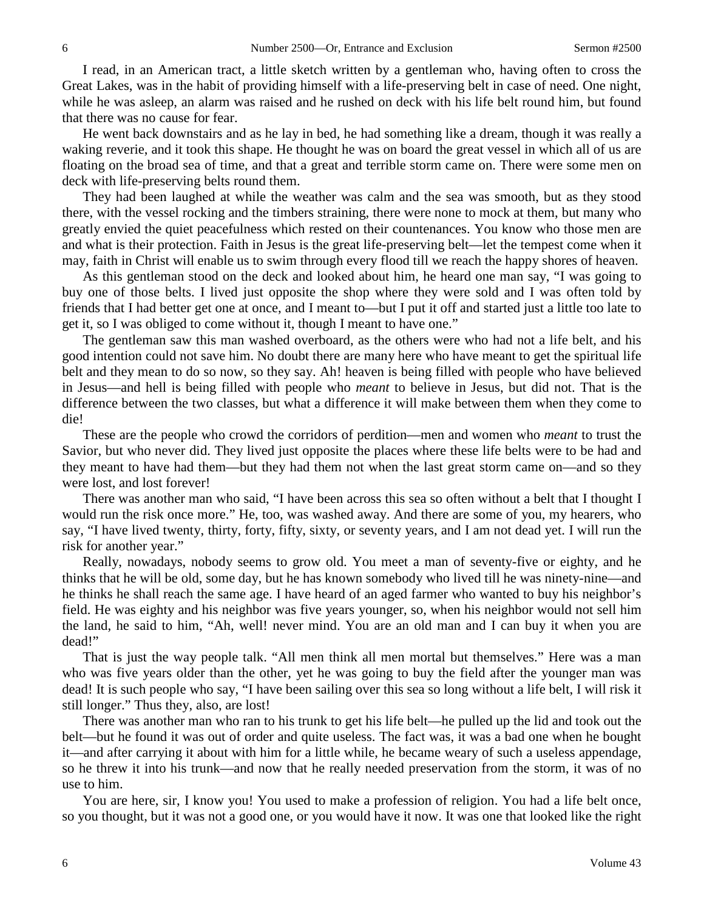I read, in an American tract, a little sketch written by a gentleman who, having often to cross the Great Lakes, was in the habit of providing himself with a life-preserving belt in case of need. One night, while he was asleep, an alarm was raised and he rushed on deck with his life belt round him, but found that there was no cause for fear.

He went back downstairs and as he lay in bed, he had something like a dream, though it was really a waking reverie, and it took this shape. He thought he was on board the great vessel in which all of us are floating on the broad sea of time, and that a great and terrible storm came on. There were some men on deck with life-preserving belts round them.

They had been laughed at while the weather was calm and the sea was smooth, but as they stood there, with the vessel rocking and the timbers straining, there were none to mock at them, but many who greatly envied the quiet peacefulness which rested on their countenances. You know who those men are and what is their protection. Faith in Jesus is the great life-preserving belt—let the tempest come when it may, faith in Christ will enable us to swim through every flood till we reach the happy shores of heaven.

As this gentleman stood on the deck and looked about him, he heard one man say, "I was going to buy one of those belts. I lived just opposite the shop where they were sold and I was often told by friends that I had better get one at once, and I meant to—but I put it off and started just a little too late to get it, so I was obliged to come without it, though I meant to have one."

The gentleman saw this man washed overboard, as the others were who had not a life belt, and his good intention could not save him. No doubt there are many here who have meant to get the spiritual life belt and they mean to do so now, so they say. Ah! heaven is being filled with people who have believed in Jesus—and hell is being filled with people who *meant* to believe in Jesus, but did not. That is the difference between the two classes, but what a difference it will make between them when they come to die!

These are the people who crowd the corridors of perdition—men and women who *meant* to trust the Savior, but who never did. They lived just opposite the places where these life belts were to be had and they meant to have had them—but they had them not when the last great storm came on—and so they were lost, and lost forever!

There was another man who said, "I have been across this sea so often without a belt that I thought I would run the risk once more." He, too, was washed away. And there are some of you, my hearers, who say, "I have lived twenty, thirty, forty, fifty, sixty, or seventy years, and I am not dead yet. I will run the risk for another year."

Really, nowadays, nobody seems to grow old. You meet a man of seventy-five or eighty, and he thinks that he will be old, some day, but he has known somebody who lived till he was ninety-nine—and he thinks he shall reach the same age. I have heard of an aged farmer who wanted to buy his neighbor's field. He was eighty and his neighbor was five years younger, so, when his neighbor would not sell him the land, he said to him, "Ah, well! never mind. You are an old man and I can buy it when you are dead!"

That is just the way people talk. "All men think all men mortal but themselves." Here was a man who was five years older than the other, yet he was going to buy the field after the younger man was dead! It is such people who say, "I have been sailing over this sea so long without a life belt, I will risk it still longer." Thus they, also, are lost!

There was another man who ran to his trunk to get his life belt—he pulled up the lid and took out the belt—but he found it was out of order and quite useless. The fact was, it was a bad one when he bought it—and after carrying it about with him for a little while, he became weary of such a useless appendage, so he threw it into his trunk—and now that he really needed preservation from the storm, it was of no use to him.

You are here, sir, I know you! You used to make a profession of religion. You had a life belt once, so you thought, but it was not a good one, or you would have it now. It was one that looked like the right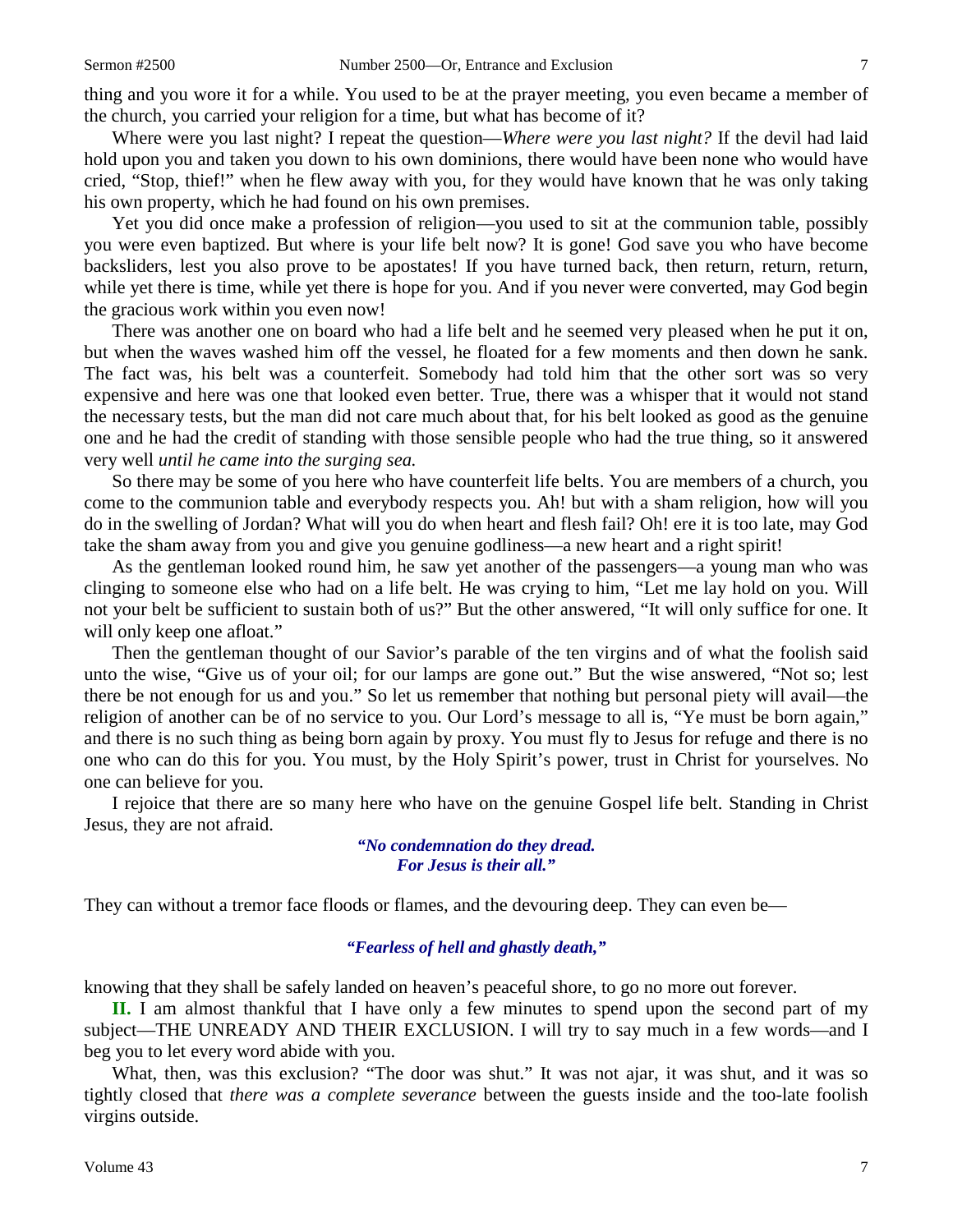thing and you wore it for a while. You used to be at the prayer meeting, you even became a member of the church, you carried your religion for a time, but what has become of it?

Where were you last night? I repeat the question—*Where were you last night?* If the devil had laid hold upon you and taken you down to his own dominions, there would have been none who would have cried, "Stop, thief!" when he flew away with you, for they would have known that he was only taking his own property, which he had found on his own premises.

Yet you did once make a profession of religion—you used to sit at the communion table, possibly you were even baptized. But where is your life belt now? It is gone! God save you who have become backsliders, lest you also prove to be apostates! If you have turned back, then return, return, return, while yet there is time, while yet there is hope for you. And if you never were converted, may God begin the gracious work within you even now!

There was another one on board who had a life belt and he seemed very pleased when he put it on, but when the waves washed him off the vessel, he floated for a few moments and then down he sank. The fact was, his belt was a counterfeit. Somebody had told him that the other sort was so very expensive and here was one that looked even better. True, there was a whisper that it would not stand the necessary tests, but the man did not care much about that, for his belt looked as good as the genuine one and he had the credit of standing with those sensible people who had the true thing, so it answered very well *until he came into the surging sea.*

So there may be some of you here who have counterfeit life belts. You are members of a church, you come to the communion table and everybody respects you. Ah! but with a sham religion, how will you do in the swelling of Jordan? What will you do when heart and flesh fail? Oh! ere it is too late, may God take the sham away from you and give you genuine godliness—a new heart and a right spirit!

As the gentleman looked round him, he saw yet another of the passengers—a young man who was clinging to someone else who had on a life belt. He was crying to him, "Let me lay hold on you. Will not your belt be sufficient to sustain both of us?" But the other answered, "It will only suffice for one. It will only keep one afloat."

Then the gentleman thought of our Savior's parable of the ten virgins and of what the foolish said unto the wise, "Give us of your oil; for our lamps are gone out." But the wise answered, "Not so; lest there be not enough for us and you." So let us remember that nothing but personal piety will avail—the religion of another can be of no service to you. Our Lord's message to all is, "Ye must be born again," and there is no such thing as being born again by proxy. You must fly to Jesus for refuge and there is no one who can do this for you. You must, by the Holy Spirit's power, trust in Christ for yourselves. No one can believe for you.

I rejoice that there are so many here who have on the genuine Gospel life belt. Standing in Christ Jesus, they are not afraid.

> ***"No condemnation do they dread.***
> ***For Jesus is their all."***

They can without a tremor face floods or flames, and the devouring deep. They can even be—

> ***"Fearless of hell and ghastly death,"***

knowing that they shall be safely landed on heaven's peaceful shore, to go no more out forever.

**II.** I am almost thankful that I have only a few minutes to spend upon the second part of my subject—THE UNREADY AND THEIR EXCLUSION. I will try to say much in a few words—and I beg you to let every word abide with you.

What, then, was this exclusion? "The door was shut." It was not ajar, it was shut, and it was so tightly closed that *there was a complete severance* between the guests inside and the too-late foolish virgins outside.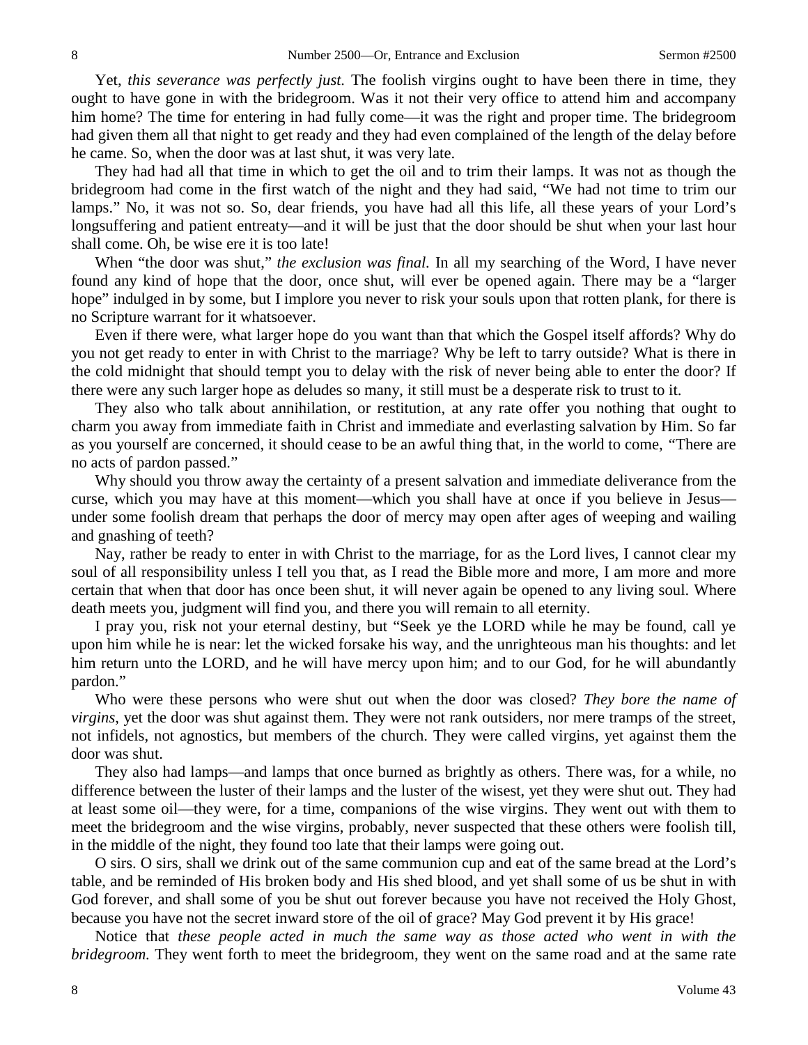Yet, *this severance was perfectly just.* The foolish virgins ought to have been there in time, they ought to have gone in with the bridegroom. Was it not their very office to attend him and accompany him home? The time for entering in had fully come—it was the right and proper time. The bridegroom had given them all that night to get ready and they had even complained of the length of the delay before he came. So, when the door was at last shut, it was very late.

They had had all that time in which to get the oil and to trim their lamps. It was not as though the bridegroom had come in the first watch of the night and they had said, "We had not time to trim our lamps." No, it was not so. So, dear friends, you have had all this life, all these years of your Lord's longsuffering and patient entreaty—and it will be just that the door should be shut when your last hour shall come. Oh, be wise ere it is too late!

When "the door was shut," *the exclusion was final.* In all my searching of the Word, I have never found any kind of hope that the door, once shut, will ever be opened again. There may be a "larger hope" indulged in by some, but I implore you never to risk your souls upon that rotten plank, for there is no Scripture warrant for it whatsoever.

Even if there were, what larger hope do you want than that which the Gospel itself affords? Why do you not get ready to enter in with Christ to the marriage? Why be left to tarry outside? What is there in the cold midnight that should tempt you to delay with the risk of never being able to enter the door? If there were any such larger hope as deludes so many, it still must be a desperate risk to trust to it.

They also who talk about annihilation, or restitution, at any rate offer you nothing that ought to charm you away from immediate faith in Christ and immediate and everlasting salvation by Him. So far as you yourself are concerned, it should cease to be an awful thing that, in the world to come, "There are no acts of pardon passed."

Why should you throw away the certainty of a present salvation and immediate deliverance from the curse, which you may have at this moment—which you shall have at once if you believe in Jesus—under some foolish dream that perhaps the door of mercy may open after ages of weeping and wailing and gnashing of teeth?

Nay, rather be ready to enter in with Christ to the marriage, for as the Lord lives, I cannot clear my soul of all responsibility unless I tell you that, as I read the Bible more and more, I am more and more certain that when that door has once been shut, it will never again be opened to any living soul. Where death meets you, judgment will find you, and there you will remain to all eternity.

I pray you, risk not your eternal destiny, but "Seek ye the LORD while he may be found, call ye upon him while he is near: let the wicked forsake his way, and the unrighteous man his thoughts: and let him return unto the LORD, and he will have mercy upon him; and to our God, for he will abundantly pardon."

Who were these persons who were shut out when the door was closed? *They bore the name of virgins,* yet the door was shut against them. They were not rank outsiders, nor mere tramps of the street, not infidels, not agnostics, but members of the church. They were called virgins, yet against them the door was shut.

They also had lamps—and lamps that once burned as brightly as others. There was, for a while, no difference between the luster of their lamps and the luster of the wisest, yet they were shut out. They had at least some oil—they were, for a time, companions of the wise virgins. They went out with them to meet the bridegroom and the wise virgins, probably, never suspected that these others were foolish till, in the middle of the night, they found too late that their lamps were going out.

O sirs. O sirs, shall we drink out of the same communion cup and eat of the same bread at the Lord's table, and be reminded of His broken body and His shed blood, and yet shall some of us be shut in with God forever, and shall some of you be shut out forever because you have not received the Holy Ghost, because you have not the secret inward store of the oil of grace? May God prevent it by His grace!

Notice that *these people acted in much the same way as those acted who went in with the bridegroom.* They went forth to meet the bridegroom, they went on the same road and at the same rate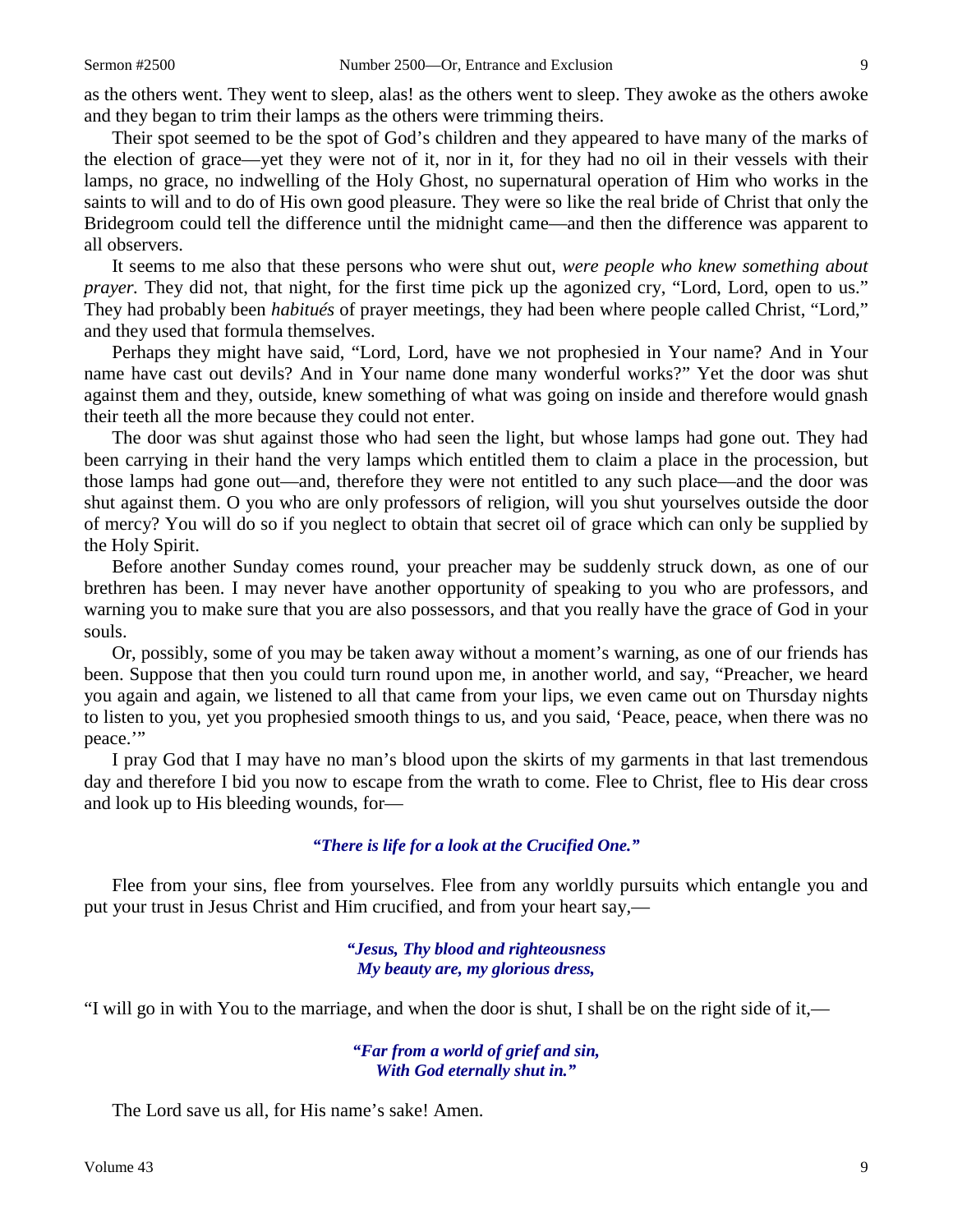as the others went. They went to sleep, alas! as the others went to sleep. They awoke as the others awoke and they began to trim their lamps as the others were trimming theirs.

Their spot seemed to be the spot of God's children and they appeared to have many of the marks of the election of grace—yet they were not of it, nor in it, for they had no oil in their vessels with their lamps, no grace, no indwelling of the Holy Ghost, no supernatural operation of Him who works in the saints to will and to do of His own good pleasure. They were so like the real bride of Christ that only the Bridegroom could tell the difference until the midnight came—and then the difference was apparent to all observers.

It seems to me also that these persons who were shut out, *were people who knew something about prayer.* They did not, that night, for the first time pick up the agonized cry, "Lord, Lord, open to us." They had probably been *habitués* of prayer meetings, they had been where people called Christ, "Lord," and they used that formula themselves.

Perhaps they might have said, "Lord, Lord, have we not prophesied in Your name? And in Your name have cast out devils? And in Your name done many wonderful works?" Yet the door was shut against them and they, outside, knew something of what was going on inside and therefore would gnash their teeth all the more because they could not enter.

The door was shut against those who had seen the light, but whose lamps had gone out. They had been carrying in their hand the very lamps which entitled them to claim a place in the procession, but those lamps had gone out—and, therefore they were not entitled to any such place—and the door was shut against them. O you who are only professors of religion, will you shut yourselves outside the door of mercy? You will do so if you neglect to obtain that secret oil of grace which can only be supplied by the Holy Spirit.

Before another Sunday comes round, your preacher may be suddenly struck down, as one of our brethren has been. I may never have another opportunity of speaking to you who are professors, and warning you to make sure that you are also possessors, and that you really have the grace of God in your souls.

Or, possibly, some of you may be taken away without a moment's warning, as one of our friends has been. Suppose that then you could turn round upon me, in another world, and say, "Preacher, we heard you again and again, we listened to all that came from your lips, we even came out on Thursday nights to listen to you, yet you prophesied smooth things to us, and you said, 'Peace, peace, when there was no peace.'"

I pray God that I may have no man's blood upon the skirts of my garments in that last tremendous day and therefore I bid you now to escape from the wrath to come. Flee to Christ, flee to His dear cross and look up to His bleeding wounds, for—

*"There is life for a look at the Crucified One."*

Flee from your sins, flee from yourselves. Flee from any worldly pursuits which entangle you and put your trust in Jesus Christ and Him crucified, and from your heart say,—

*"Jesus, Thy blood and righteousness*
*My beauty are, my glorious dress,*

"I will go in with You to the marriage, and when the door is shut, I shall be on the right side of it,—

*"Far from a world of grief and sin,*
*With God eternally shut in."*

The Lord save us all, for His name's sake! Amen.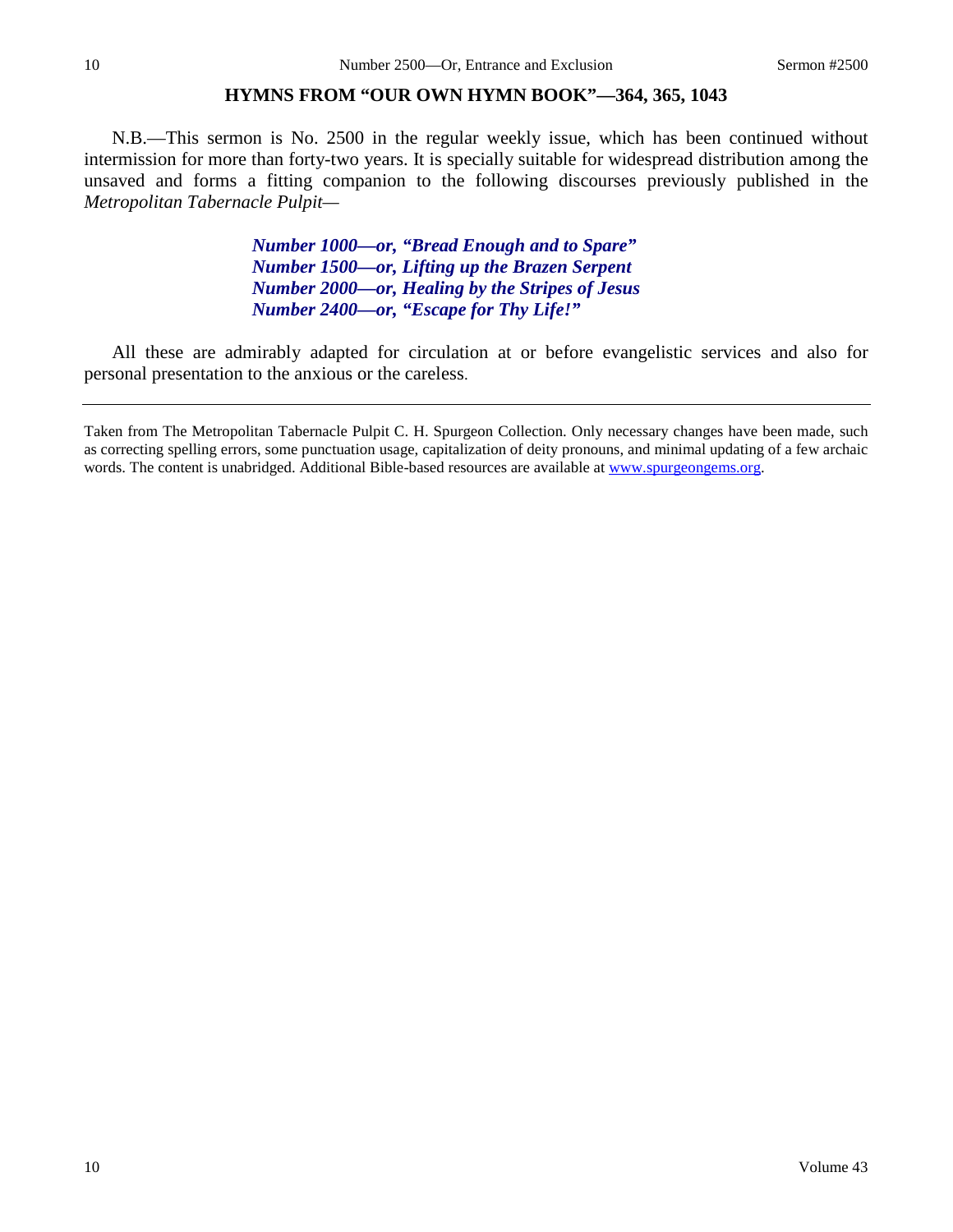## HYMNS FROM "OUR OWN HYMN BOOK"—364, 365, 1043

N.B.—This sermon is No. 2500 in the regular weekly issue, which has been continued without intermission for more than forty-two years. It is specially suitable for widespread distribution among the unsaved and forms a fitting companion to the following discourses previously published in the *Metropolitan Tabernacle Pulpit*—

***Number 1000—or, "Bread Enough and to Spare"***
***Number 1500—or, Lifting up the Brazen Serpent***
***Number 2000—or, Healing by the Stripes of Jesus***
***Number 2400—or, "Escape for Thy Life!"***

All these are admirably adapted for circulation at or before evangelistic services and also for personal presentation to the anxious or the careless.

---

Taken from The Metropolitan Tabernacle Pulpit C. H. Spurgeon Collection. Only necessary changes have been made, such as correcting spelling errors, some punctuation usage, capitalization of deity pronouns, and minimal updating of a few archaic words. The content is unabridged. Additional Bible-based resources are available at www.spurgeongems.org.